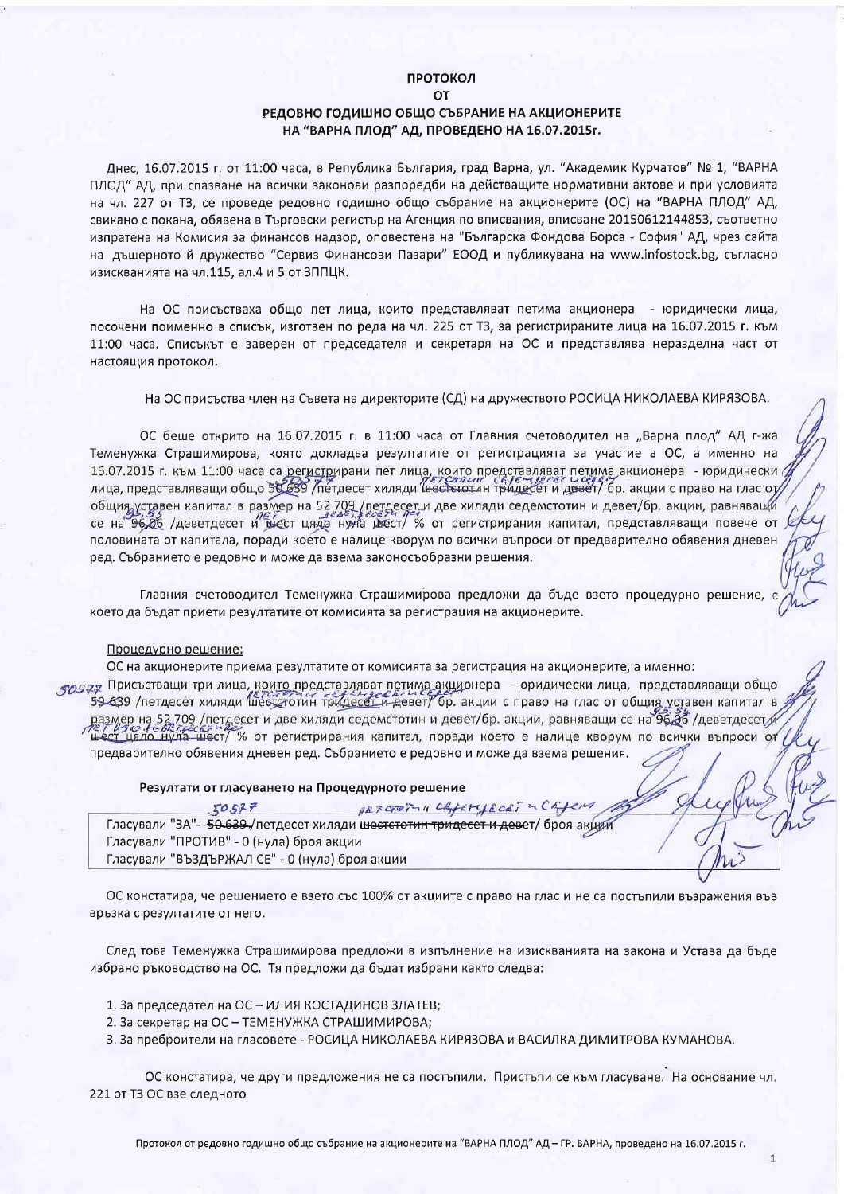**ПРОТОКОЛ**

**ОТ**

**РЕДОВНО ГОДИШНО ОБЩО СЪБРАНИЕ НА АКЦИОНЕРИТЕ НА "ВАРНА ПЛОД" АД, ПРОВЕДЕНО НА 16.07.2015г.**

Днес, 16.07.2015 г. от 11:00 часа, в Република България, град Варна, ул. "Академик Курчатов" № 1, "ВАРНА ПЛОД" АД, при спазване на всички законови разпоредби на действащите нормативни актове и при условията на чл. 227 от ТЗ, се проведе редовно годишно общо събрание на акционерите (ОС) на "ВАРНА ПЛОД" АД, свикано с покана, обявена в Търговски регистър на Агенция по вписвания, вписване 20150612144853, съответно изпратена на Комисия за финансов надзор, оповестена на "Българска Фондова Борса - София" АД, чрез сайта на дъщерното ѝ дружество "Сервиз Финансови Пазари" ЕООД и публикувана на www.infostock.bg, съгласно изискванията на чл.115, ал.4 и 5 от ЗППЦК.

На ОС присъстваха общо пет лица, които представляват петима акционера - юридически лица, посочени поименно в списък, изготвен по реда на чл. 225 от ТЗ, за регистрираните лица на 16.07.2015 г. към 11:00 часа. Списъкът е заверен от председателя и секретаря на ОС и представлява неразделна част от настоящия протокол.

На ОС присъства член на Съвета на директорите (СД) на дружеството РОСИЦА НИКОЛАЕВА КИРЯЗОВА.

ОС беше открито на 16.07.2015 г. в 11:00 часа от Главния счетоводител на „Варна плод" АД г-жа Теменужка Страшимирова, която докладва резултатите от регистрацията за участие в ОС, а именно на 16.07.2015 г. към 11:00 часа са регистрирани пет лица, които представляват петима акционера - юридически лица, представляващи общо ~~50 639~~ 50577 /петдесет хиляди ~~шестстотин тридесет и девет~~ петстотин седемдесет и седем/ бр. акции с право на глас от общия уставен капитал в размер на 52 709 /петдесет и две хиляди седемстотин и девет/бр. акции, равняващи се на ~~96,06~~ 95,95 /деветдесет и ~~шест~~ пет цяло ~~нула шест~~ деветдесет и пет/ % от регистрирания капитал, представляващи повече от половината от капитала, поради което е налице кворум по всички въпроси от предварително обявения дневен ред. Събранието е редовно и може да взема законосъобразни решения.

Главния счетоводител Теменужка Страшимирова предложи да бъде взето процедурно решение, с което да бъдат приети резултатите от комисията за регистрация на акционерите.

Процедурно решение:

ОС на акционерите приема резултатите от комисията за регистрация на акционерите, а именно:

Присъстващи три лица, които представляват петима акционера - юридически лица, представляващи общо ~~50 639~~ 50577 /петдесет хиляди ~~шестстотин тридесет и девет~~ петстотин седемдесет и седем/ бр. акции с право на глас от общия уставен капитал в размер на 52 709 /петдесет и две хиляди седемстотин и девет/бр. акции, равняващи се на ~~96,06~~ 95,95 /деветдесет и ~~шест цяло нула шест~~ пет цяло деветдесет и пет/ % от регистрирания капитал, поради което е налице кворум по всички въпроси от предварително обявения дневен ред. Събранието е редовно и може да взема решения.

**Резултати от гласуването на Процедурното решение**

Гласували "ЗА"- ~~50 639~~ 50577 /петдесет хиляди ~~шестстотин тридесет и девет~~ петстотин седемдесет и седем/ броя акции
Гласували "ПРОТИВ" - 0 (нула) броя акции
Гласували "ВЪЗДЪРЖАЛ СЕ" - 0 (нула) броя акции

ОС констатира, че решението е взето със 100% от акциите с право на глас и не са постъпили възражения във връзка с резултатите от него.

След това Теменужка Страшимирова предложи в изпълнение на изискванията на закона и Устава да бъде избрано ръководство на ОС. Тя предложи да бъдат избрани както следва:

1. За председател на ОС – ИЛИЯ КОСТАДИНОВ ЗЛАТЕВ;
2. За секретар на ОС – ТЕМЕНУЖКА СТРАШИМИРОВА;
3. За преброители на гласовете - РОСИЦА НИКОЛАЕВА КИРЯЗОВА и ВАСИЛКА ДИМИТРОВА КУМАНОВА.

ОС констатира, че други предложения не са постъпили. Пристъпи се към гласуване. На основание чл. 221 от ТЗ ОС взе следното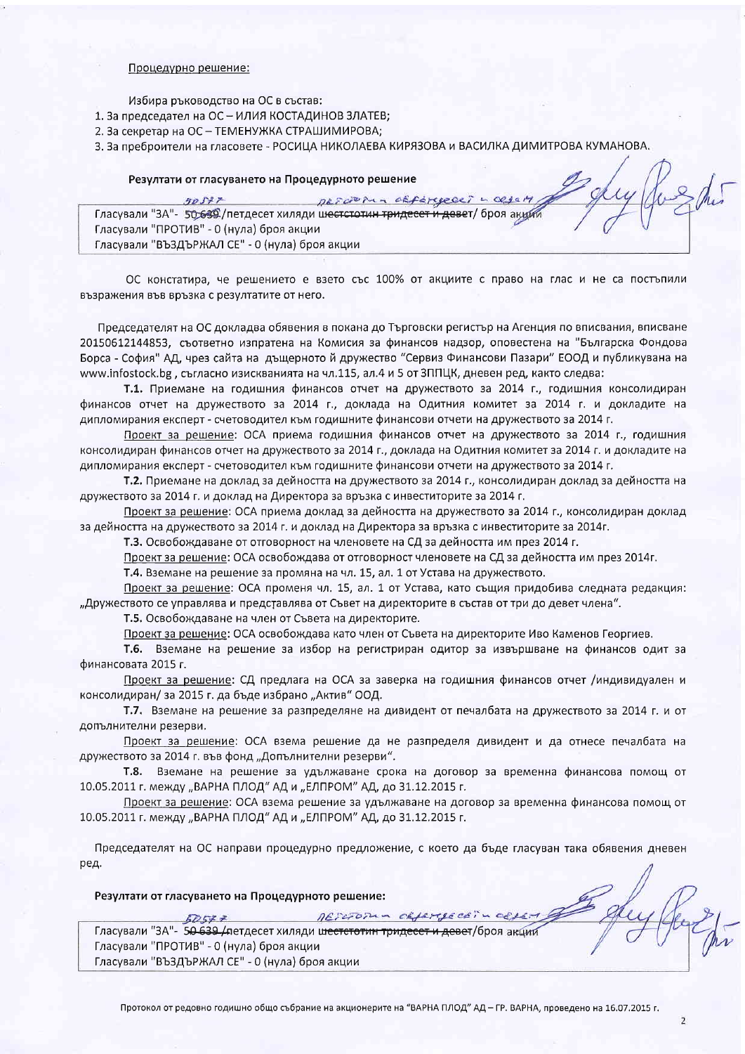Процедурно решение:

Избира ръководство на ОС в състав:

1. За председател на ОС – ИЛИЯ КОСТАДИНОВ ЗЛАТЕВ;
2. За секретар на ОС – ТЕМЕНУЖКА СТРАШИМИРОВА;
3. За преброители на гласовете - РОСИЦА НИКОЛАЕВА КИРЯЗОВА и ВАСИЛКА ДИМИТРОВА КУМАНОВА.

**Резултати от гласуването на Процедурното решение**

Гласували "ЗА"- ~~50 639~~ 50577 /петдесет хиляди ~~шестстотин тридесет и девет~~ петстотин седемдесет и седем/ броя акции
Гласували "ПРОТИВ" - 0 (нула) броя акции
Гласували "ВЪЗДЪРЖАЛ СЕ" - 0 (нула) броя акции

ОС констатира, че решението е взето със 100% от акциите с право на глас и не са постъпили възражения във връзка с резултатите от него.

Председателят на ОС докладва обявения в покана до Търговски регистър на Агенция по вписвания, вписване 20150612144853, съответно изпратена на Комисия за финансов надзор, оповестена на "Българска Фондова Борса - София" АД, чрез сайта на дъщерното ѝ дружество "Сервиз Финансови Пазари" ЕООД и публикувана на www.infostock.bg , съгласно изискванията на чл.115, ал.4 и 5 от ЗППЦК, дневен ред, както следва:

**Т.1.** Приемане на годишния финансов отчет на дружеството за 2014 г., годишния консолидиран финансов отчет на дружеството за 2014 г., доклада на Одитния комитет за 2014 г. и докладите на дипломирания експерт - счетоводител към годишните финансови отчети на дружеството за 2014 г.

Проект за решение: ОСА приема годишния финансов отчет на дружеството за 2014 г., годишния консолидиран финансов отчет на дружеството за 2014 г., доклада на Одитния комитет за 2014 г. и докладите на дипломирания експерт - счетоводител към годишните финансови отчети на дружеството за 2014 г.

**Т.2.** Приемане на доклад за дейността на дружеството за 2014 г., консолидиран доклад за дейността на дружеството за 2014 г. и доклад на Директора за връзка с инвеститорите за 2014 г.

Проект за решение: ОСА приема доклад за дейността на дружеството за 2014 г., консолидиран доклад за дейността на дружеството за 2014 г. и доклад на Директора за връзка с инвеститорите за 2014г.

**Т.3.** Освобождаване от отговорност на членовете на СД за дейността им през 2014 г.

Проект за решение: ОСА освобождава от отговорност членовете на СД за дейността им през 2014г.

**Т.4.** Вземане на решение за промяна на чл. 15, ал. 1 от Устава на дружеството.

Проект за решение: ОСА променя чл. 15, ал. 1 от Устава, като същия придобива следната редакция: „Дружеството се управлява и представлява от Съвет на директорите в състав от три до девет члена".

**Т.5.** Освобождаване на член от Съвета на директорите.

Проект за решение: ОСА освобождава като член от Съвета на директорите Иво Каменов Георгиев.

**Т.6.** Вземане на решение за избор на регистриран одитор за извършване на финансов одит за финансовата 2015 г.

Проект за решение: СД предлага на ОСА за заверка на годишния финансов отчет /индивидуален и консолидиран/ за 2015 г. да бъде избрано „Актив" ООД.

**Т.7.** Вземане на решение за разпределяне на дивидент от печалбата на дружеството за 2014 г. и от допълнителни резерви.

Проект за решение: ОСА взема решение да не разпределя дивидент и да отнесе печалбата на дружеството за 2014 г. във фонд „Допълнителни резерви".

**Т.8.** Вземане на решение за удължаване срока на договор за временна финансова помощ от 10.05.2011 г. между „ВАРНА ПЛОД" АД и „ЕЛПРОМ" АД, до 31.12.2015 г.

Проект за решение: ОСА взема решение за удължаване на договор за временна финансова помощ от 10.05.2011 г. между „ВАРНА ПЛОД" АД и „ЕЛПРОМ" АД, до 31.12.2015 г.

Председателят на ОС направи процедурно предложение, с което да бъде гласуван така обявения дневен ред.

**Резултати от гласуването на Процедурното решение:**

Гласували "ЗА"- ~~50 639~~ 50577 /петдесет хиляди ~~шестстотин тридесет и девет~~ петстотин седемдесет и седем/броя акции
Гласували "ПРОТИВ" - 0 (нула) броя акции
Гласували "ВЪЗДЪРЖАЛ СЕ" - 0 (нула) броя акции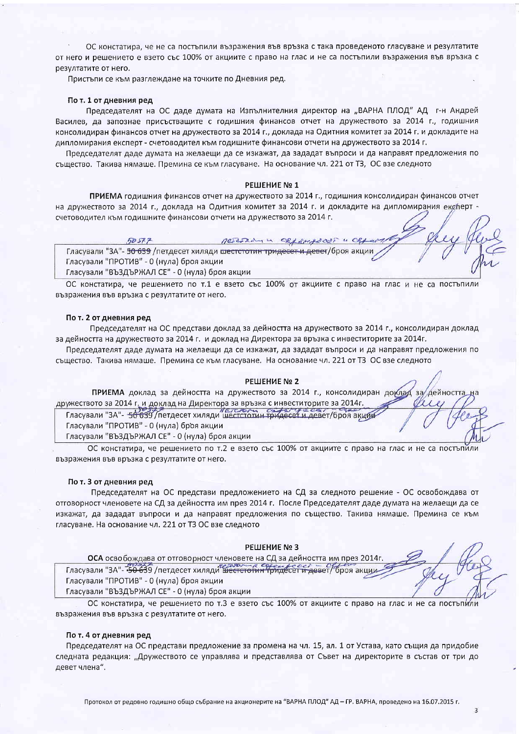ОС констатира, че не са постъпили възражения във връзка с така проведеното гласуване и резултатите от него и решението е взето със 100% от акциите с право на глас и не са постъпили възражения във връзка с резултатите от него.

Пристъпи се към разглеждане на точките по Дневния ред.

**По т. 1 от дневния ред**

Председателят на ОС даде думата на Изпълнителния директор на „ВАРНА ПЛОД" АД г-н Андрей Василев, да запознае присъстващите с годишния финансов отчет на дружеството за 2014 г., годишния консолидиран финансов отчет на дружеството за 2014 г., доклада на Одитния комитет за 2014 г. и докладите на дипломирания експерт - счетоводител към годишните финансови отчети на дружеството за 2014 г.

Председателят даде думата на желаещи да се изкажат, да зададат въпроси и да направят предложения по същество. Такива нямаше. Премина се към гласуване. На основание чл. 221 от ТЗ, ОС взе следното

**РЕШЕНИЕ № 1**

**ПРИЕМА** годишния финансов отчет на дружеството за 2014 г., годишния консолидиран финансов отчет на дружеството за 2014 г., доклада на Одитния комитет за 2014 г. и докладите на дипломирания експерт - счетоводител към годишните финансови отчети на дружеството за 2014 г.

Гласували "ЗА"- ~~50 639~~ 50 577 /петдесет хиляди ~~шестстотин тридесет и девет~~ петстотин седемдесет и седем/броя акции
Гласували "ПРОТИВ" - 0 (нула) броя акции
Гласували "ВЪЗДЪРЖАЛ СЕ" - 0 (нула) броя акции

ОС констатира, че решението по т.1 е взето със 100% от акциите с право на глас и не са постъпили възражения във връзка с резултатите от него.

**По т. 2 от дневния ред**

Председателят на ОС представи доклад за дейността на дружеството за 2014 г., консолидиран доклад за дейността на дружеството за 2014 г. и доклад на Директора за връзка с инвеститорите за 2014г.

Председателят даде думата на желаещи да се изкажат, да зададат въпроси и да направят предложения по същество. Такива нямаше. Премина се към гласуване. На основание чл. 221 от ТЗ ОС взе следното

**РЕШЕНИЕ № 2**

**ПРИЕМА** доклад за дейността на дружеството за 2014 г., консолидиран доклад за дейността на дружеството за 2014 г. и доклад на Директора за връзка с инвеститорите за 2014г.

Гласували "ЗА"- ~~50 639~~ 50 577 /петдесет хиляди ~~шестстотин тридесет и девет~~ петстотин седемдесет и седем/броя акции
Гласували "ПРОТИВ" - 0 (нула) броя акции
Гласували "ВЪЗДЪРЖАЛ СЕ" - 0 (нула) броя акции

ОС констатира, че решението по т.2 е взето със 100% от акциите с право на глас и не са постъпили възражения във връзка с резултатите от него.

**По т. 3 от дневния ред**

Председателят на ОС представи предложението на СД за следното решение - ОС освобождава от отговорност членовете на СД за дейността им през 2014 г. После Председателят даде думата на желаещи да се изкажат, да зададат въпроси и да направят предложения по същество. Такива нямаше. Премина се към гласуване. На основание чл. 221 от ТЗ ОС взе следното

**РЕШЕНИЕ № 3**

**ОСА** освобождава от отговорност членовете на СД за дейността им през 2014г.

Гласували "ЗА"- ~~50 639~~ 50 577 /петдесет хиляди ~~шестстотин тридесет и девет~~ петстотин седемдесет и седем/ броя акции
Гласували "ПРОТИВ" - 0 (нула) броя акции
Гласували "ВЪЗДЪРЖАЛ СЕ" - 0 (нула) броя акции

ОС констатира, че решението по т.3 е взето със 100% от акциите с право на глас и не са постъпили възражения във връзка с резултатите от него.

**По т. 4 от дневния ред**

Председателят на ОС представи предложение за промена на чл. 15, ал. 1 от Устава, като същия да придобие следната редакция: „Дружеството се управлява и представлява от Съвет на директорите в състав от три до девет члена".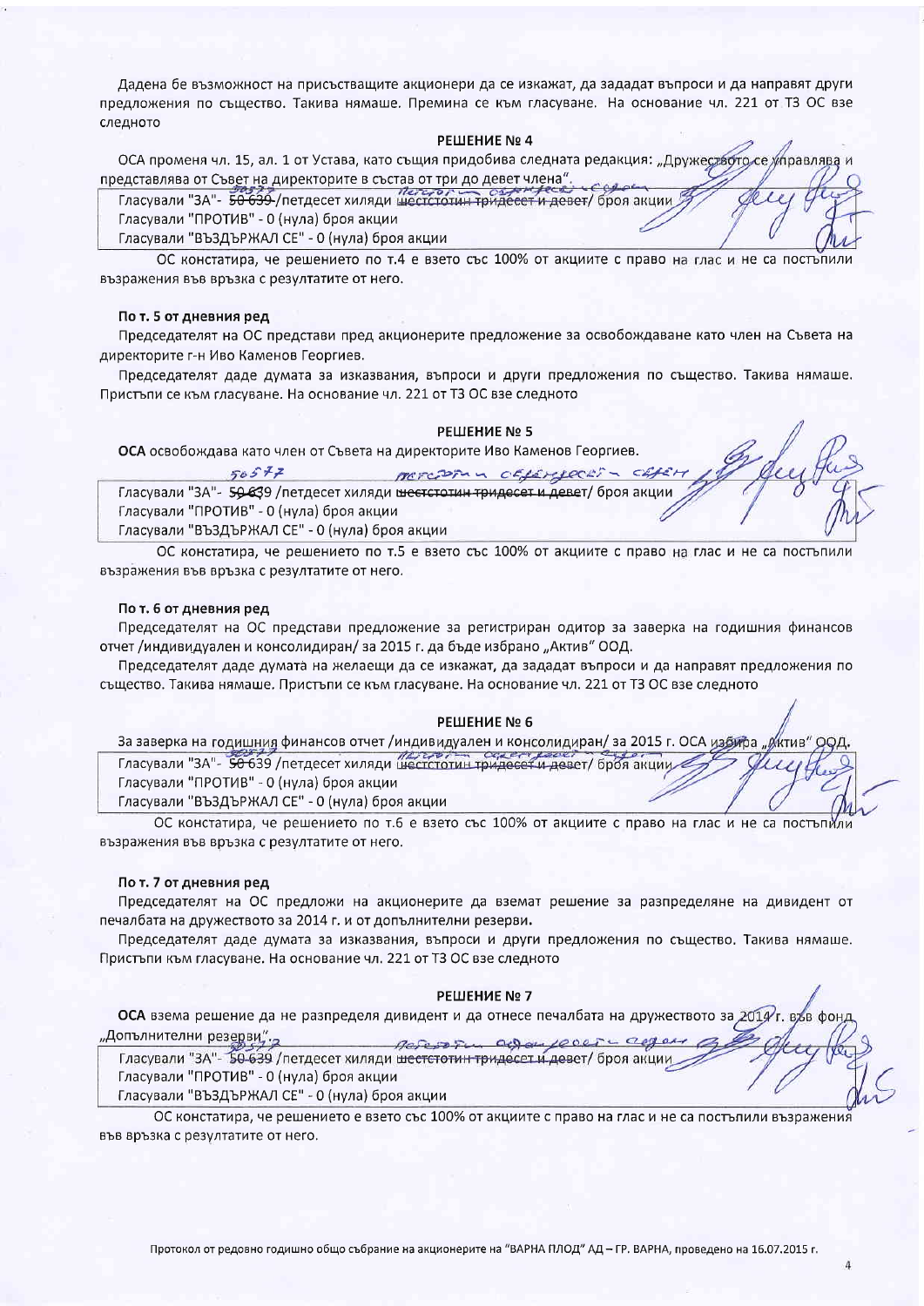Дадена бе възможност на присъстващите акционери да се изкажат, да зададат въпроси и да направят други предложения по същество. Такива нямаше. Премина се към гласуване. На основание чл. 221 от ТЗ ОС взе следното

**РЕШЕНИЕ № 4**

ОСА променя чл. 15, ал. 1 от Устава, като същия придобива следната редакция: „Дружеството се управлява и представлява от Съвет на директорите в състав от три до девет члена".

Гласували "ЗА"- ~~50 639~~ 50577 /петдесет хиляди ~~шестстотин тридесет и девет~~ петстотин седемдесет и седем/ броя акции
Гласували "ПРОТИВ" - 0 (нула) броя акции
Гласували "ВЪЗДЪРЖАЛ СЕ" - 0 (нула) броя акции

ОС констатира, че решението по т.4 е взето със 100% от акциите с право на глас и не са постъпили възражения във връзка с резултатите от него.

**По т. 5 от дневния ред**

Председателят на ОС представи пред акционерите предложение за освобождаване като член на Съвета на директорите г-н Иво Каменов Георгиев.

Председателят даде думата за изказвания, въпроси и други предложения по същество. Такива нямаше. Пристъпи се към гласуване. На основание чл. 221 от ТЗ ОС взе следното

**РЕШЕНИЕ № 5**

**ОСА** освобождава като член от Съвета на директорите Иво Каменов Георгиев.

Гласували "ЗА"- ~~50 639~~ 50577 /петдесет хиляди ~~шестстотин тридесет и девет~~ петстотин седемдесет и седем/ броя акции
Гласували "ПРОТИВ" - 0 (нула) броя акции
Гласували "ВЪЗДЪРЖАЛ СЕ" - 0 (нула) броя акции

ОС констатира, че решението по т.5 е взето със 100% от акциите с право на глас и не са постъпили възражения във връзка с резултатите от него.

**По т. 6 от дневния ред**

Председателят на ОС представи предложение за регистриран одитор за заверка на годишния финансов отчет /индивидуален и консолидиран/ за 2015 г. да бъде избрано „Актив" ООД.

Председателят даде думата на желаещи да се изкажат, да зададат въпроси и да направят предложения по същество. Такива нямаше. Пристъпи се към гласуване. На основание чл. 221 от ТЗ ОС взе следното

**РЕШЕНИЕ № 6**

За заверка на годишния финансов отчет /индивидуален и консолидиран/ за 2015 г. ОСА избира „Актив" ООД.

Гласували "ЗА"- ~~50 639~~ 50577 /петдесет хиляди ~~шестстотин тридесет и девет~~ петстотин седемдесет и седем/ броя акции
Гласували "ПРОТИВ" - 0 (нула) броя акции
Гласували "ВЪЗДЪРЖАЛ СЕ" - 0 (нула) броя акции

ОС констатира, че решението по т.6 е взето със 100% от акциите с право на глас и не са постъпили възражения във връзка с резултатите от него.

**По т. 7 от дневния ред**

Председателят на ОС предложи на акционерите да вземат решение за разпределяне на дивидент от печалбата на дружеството за 2014 г. и от допълнителни резерви.

Председателят даде думата за изказвания, въпроси и други предложения по същество. Такива нямаше. Пристъпи към гласуване. На основание чл. 221 от ТЗ ОС взе следното

**РЕШЕНИЕ № 7**

**ОСА** взема решение да не разпределя дивидент и да отнесе печалбата на дружеството за 2014 г. във фонд „Допълнителни резерви".

Гласували "ЗА"- ~~50 639~~ 50577 /петдесет хиляди ~~шестстотин тридесет и девет~~ петстотин седемдесет и седем/ броя акции
Гласували "ПРОТИВ" - 0 (нула) броя акции
Гласували "ВЪЗДЪРЖАЛ СЕ" - 0 (нула) броя акции

ОС констатира, че решението е взето със 100% от акциите с право на глас и не са постъпили възражения във връзка с резултатите от него.

Протокол от редовно годишно общо събрание на акционерите на "ВАРНА ПЛОД" АД – ГР. ВАРНА, проведено на 16.07.2015 г.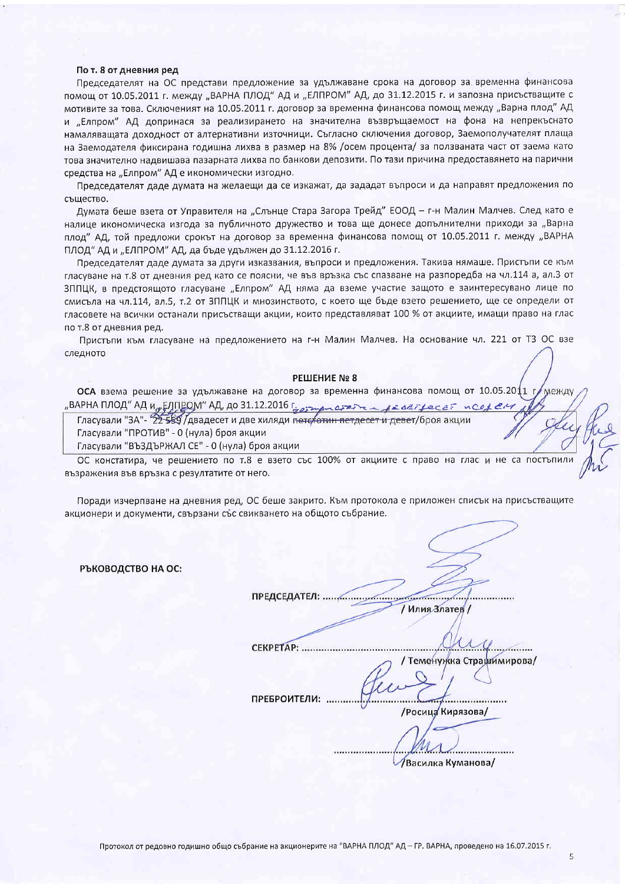**По т. 8 от дневния ред**

Председателят на ОС представи предложение за удължаване срока на договор за временна финансова помощ от 10.05.2011 г. между „ВАРНА ПЛОД" АД и „ЕЛПРОМ" АД, до 31.12.2015 г. и запозна присъстващите с мотивите за това. Сключеният на 10.05.2011 г. договор за временна финансова помощ между „Варна плод" АД и „Елпром" АД допринася за реализирането на значителна възвръщаемост на фона на непрекъснато намаляващата доходност от алтернативни източници. Съгласно сключения договор, Заемополучателят плаща на Заемодателя фиксирана годишна лихва в размер на 8% /осем процента/ за ползваната част от заема като това значително надвишава пазарната лихва по банкови депозити. По тази причина предоставянето на парични средства на „Елпром" АД е икономически изгодно.

Председателят даде думата на желаещи да се изкажат, да зададат въпроси и да направят предложения по същество.

Думата беше взета от Управителя на „Слънце Стара Загора Трейд" ЕООД – г-н Малин Малчев. След като е налице икономическа изгода за публичното дружество и това ще донесе допълнителни приходи за „Варна плод" АД, той предложи срокът на договор за временна финансова помощ от 10.05.2011 г. между „ВАРНА ПЛОД" АД и „ЕЛПРОМ" АД, да бъде удължен до 31.12.2016 г.

Председателят даде думата за други изказвания, въпроси и предложения. Такива нямаше. Пристъпи се към гласуване на т.8 от дневния ред като се поясни, че във връзка със спазване на разпоредба на чл.114 а, ал.3 от ЗППЦК, в предстоящото гласуване „Елпром" АД няма да вземе участие защото е заинтересувано лице по смисъла на чл.114, ал.5, т.2 от ЗППЦК и мнозинството, с което ще бъде взето решението, ще се определи от гласовете на всички останали присъстващи акции, които представляват 100 % от акциите, имащи право на глас по т.8 от дневния ред.

Пристъпи към гласуване на предложението на г-н Малин Малчев. На основание чл. 221 от ТЗ ОС взе следното

**РЕШЕНИЕ № 8**

**ОСА** взема решение за удължаване на договор за временна финансова помощ от 10.05.2011 г. между „ВАРНА ПЛОД" АД и „ЕЛПРОМ" АД, до 31.12.2016 г.

Гласували "ЗА"- ~~22 559~~ 22457 /двадесет и две хиляди ~~петстотин петдесет и девет~~ четиристотин петдесет и седем/броя акции

Гласували "ПРОТИВ" - 0 (нула) броя акции

Гласували "ВЪЗДЪРЖАЛ СЕ" - 0 (нула) броя акции

ОС констатира, че решението по т.8 е взето със 100% от акциите с право на глас и не са постъпили възражения във връзка с резултатите от него.

Поради изчерпване на дневния ред, ОС беше закрито. Към протокола е приложен списък на присъстващите акционери и документи, свързани със свикването на общото събрание.

**РЪКОВОДСТВО НА ОС:**

**ПРЕДСЕДАТЕЛ:** ........................................

/ Илия Златев /

**СЕКРЕТАР:** ........................................

/ Теменужка Страшимирова/

**ПРЕБРОИТЕЛИ:** ........................................

/Росица Кирязова/

........................................

/Василка Куманова/

Протокол от редовно годишно общо събрание на акционерите на "ВАРНА ПЛОД" АД – ГР. ВАРНА, проведено на 16.07.2015 г.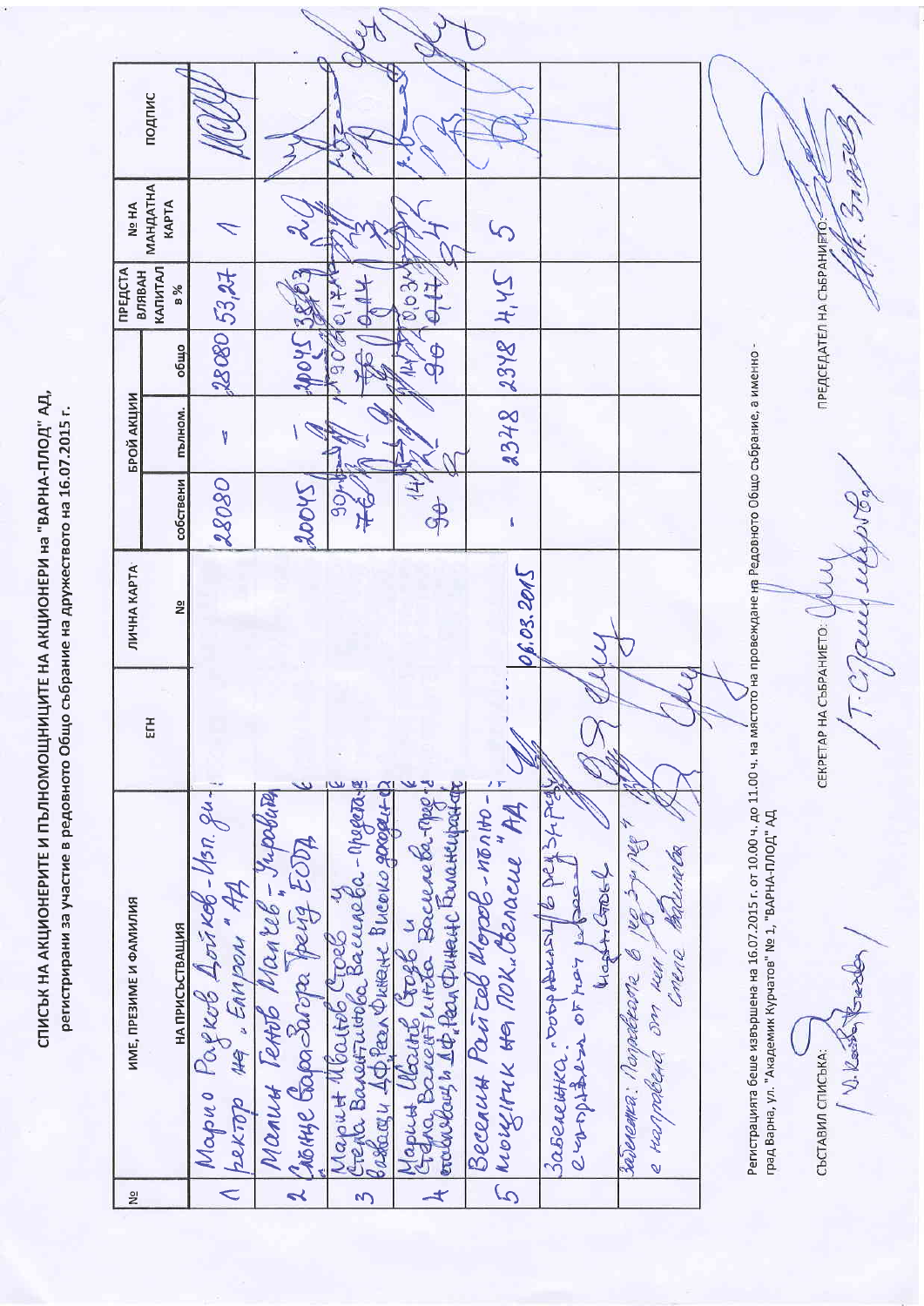# СПИСЪК НА АКЦИОНЕРИТЕ И ПЪЛНОМОЩНИЦИТЕ НА АКЦИОНЕРИ НА "ВАРНА-ПЛОД" АД,

## регистрирани за участие в редовното Общо събрание на дружеството на 16.07.2015 г.

| № | ИМЕ, ПРЕЗИМЕ И ФАМИЛИЯ НА ПРИСЪСТВАЩИЯ | ЕГН | ЛИЧНА КАРТА № | БРОЙ АКЦИИ собствени | БРОЙ АКЦИИ пълном. | БРОЙ АКЦИИ общо | ПРЕДСТАВЛЯВАН КАПИТАЛ в % | № НА МАНДАТНА КАРТА | ПОДПИС |
|---|---|---|---|---|---|---|---|---|---|
| 1 | Марио Радков Дойков - Изп. директор на "Елпром" АД | | | 28080 | - | 28080 | 53,27 | 1 | |
| 2 | Манин Генов Манчев - Управител Слънце Стара-Загора Трейд ЕООД | | | 20045 | - | 20045 | 38,03 | 2 | |
| 3 | Марин Иванов Стоев и Стела Валентинова Василева - представляващи ДФ Реал Финанс Високодоходен | | | 90 / 76 | - | 90 / 76 | 0,17 / 0,14 | 3 | |
| 4 | Марин Иванов Стоев и Стела Валентинова Василева - представляващи ДФ Реал Финанс Балансиран | | | 14 / 90 | - | 14 / 90 | 0,03 / 0,17 | 4 | |
| 5 | Веселин Райчев Моров - пълномощник на ПОК "Съгласие" АД | | 06.03.2015 | - | 2348 | 2348 | 4,45 | 5 | |
| | Забележка: "Дорходен" в ред 3 и ред 4 е коригиран от мен, Марин Стоев | | | | | | | | |
| | Забележка: Поправката в ред 3 и ред 4 е направена от мен, Стела Василева | | | | | | | | |

Регистрацията беше извършена на 16.07.2015 г. от 10.00 ч. до 11.00 ч. на мястото на провеждане на Редовното Общо събрание, а именно - град Варна, ул. "Академик Курчатов" № 1, "ВАРНА-ПЛОД" АД

СЪСТАВИЛ СПИСЪКА: / Д. Костова /

СЕКРЕТАР НА СЪБРАНИЕТО: / Г. Страшимирова /

ПРЕДСЕДАТЕЛ НА СЪБРАНИЕТО: / Н. Златев /